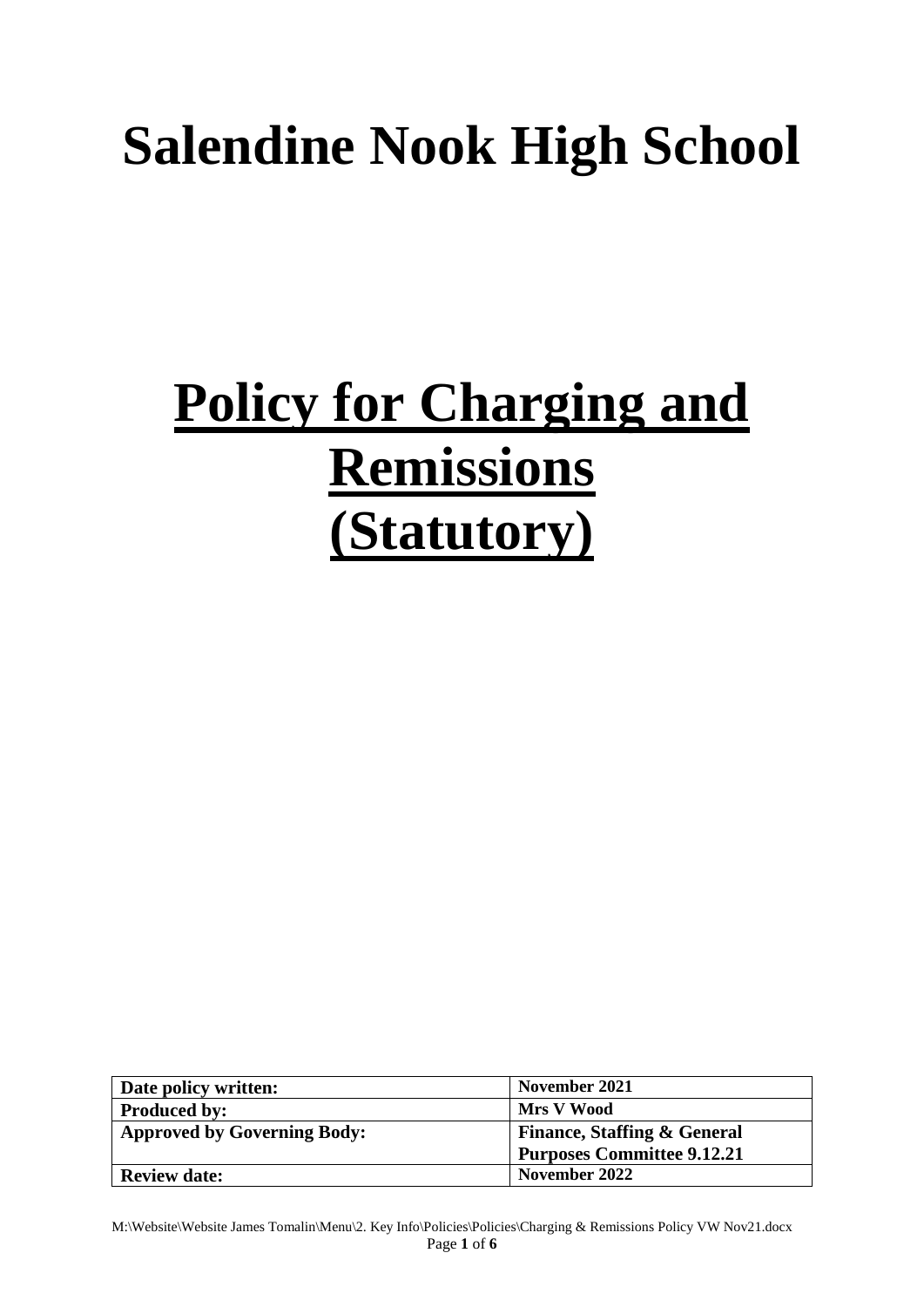# Salendine Nook High School

# Policy for Charging and Remissions (Statutory)

| Date policy written: | November 2021 |
|---|---|
| Produced by: | Mrs V Wood |
| Approved by Governing Body: | Finance, Staffing & General Purposes Committee 9.12.21 |
| Review date: | November 2022 |

M:\Website\Website James Tomalin\Menu\2. Key Info\Policies\Policies\Charging & Remissions Policy VW Nov21.docx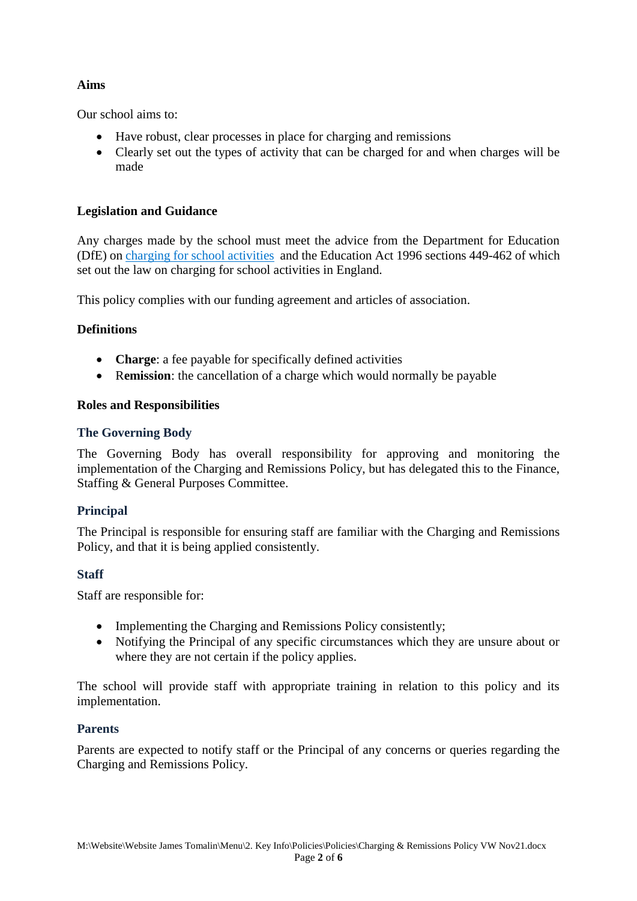## Aims

Our school aims to:

- Have robust, clear processes in place for charging and remissions
- Clearly set out the types of activity that can be charged for and when charges will be made

## Legislation and Guidance

Any charges made by the school must meet the advice from the Department for Education (DfE) on charging for school activities and the Education Act 1996 sections 449-462 of which set out the law on charging for school activities in England.

This policy complies with our funding agreement and articles of association.

## Definitions

- **Charge**: a fee payable for specifically defined activities
- R**emission**: the cancellation of a charge which would normally be payable

## Roles and Responsibilities

### The Governing Body

The Governing Body has overall responsibility for approving and monitoring the implementation of the Charging and Remissions Policy, but has delegated this to the Finance, Staffing & General Purposes Committee.

### Principal

The Principal is responsible for ensuring staff are familiar with the Charging and Remissions Policy, and that it is being applied consistently.

### Staff

Staff are responsible for:

- Implementing the Charging and Remissions Policy consistently;
- Notifying the Principal of any specific circumstances which they are unsure about or where they are not certain if the policy applies.

The school will provide staff with appropriate training in relation to this policy and its implementation.

### Parents

Parents are expected to notify staff or the Principal of any concerns or queries regarding the Charging and Remissions Policy.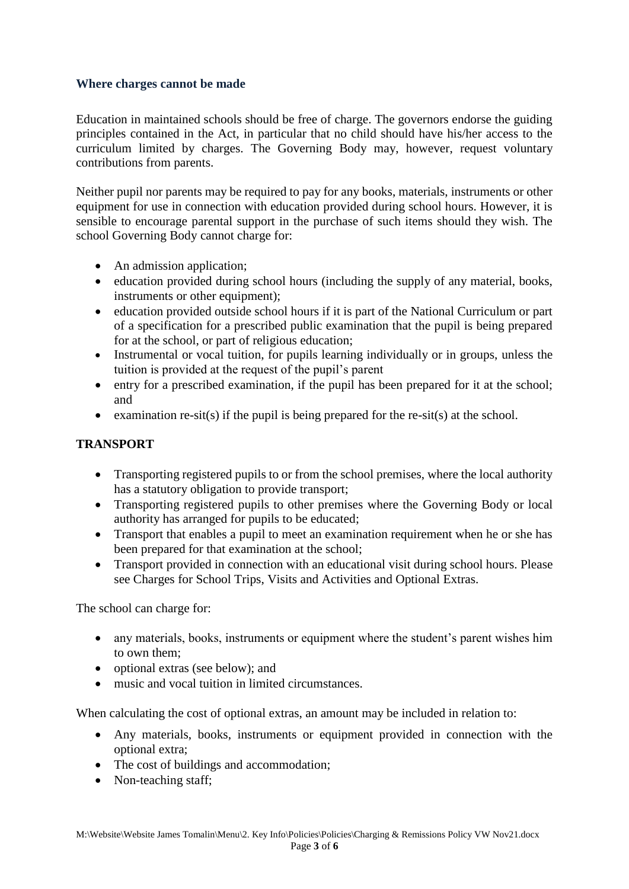### Where charges cannot be made

Education in maintained schools should be free of charge. The governors endorse the guiding principles contained in the Act, in particular that no child should have his/her access to the curriculum limited by charges. The Governing Body may, however, request voluntary contributions from parents.

Neither pupil nor parents may be required to pay for any books, materials, instruments or other equipment for use in connection with education provided during school hours. However, it is sensible to encourage parental support in the purchase of such items should they wish. The school Governing Body cannot charge for:

- An admission application;
- education provided during school hours (including the supply of any material, books, instruments or other equipment);
- education provided outside school hours if it is part of the National Curriculum or part of a specification for a prescribed public examination that the pupil is being prepared for at the school, or part of religious education;
- Instrumental or vocal tuition, for pupils learning individually or in groups, unless the tuition is provided at the request of the pupil's parent
- entry for a prescribed examination, if the pupil has been prepared for it at the school; and
- examination re-sit(s) if the pupil is being prepared for the re-sit(s) at the school.

### TRANSPORT

- Transporting registered pupils to or from the school premises, where the local authority has a statutory obligation to provide transport;
- Transporting registered pupils to other premises where the Governing Body or local authority has arranged for pupils to be educated;
- Transport that enables a pupil to meet an examination requirement when he or she has been prepared for that examination at the school;
- Transport provided in connection with an educational visit during school hours. Please see Charges for School Trips, Visits and Activities and Optional Extras.

The school can charge for:

- any materials, books, instruments or equipment where the student's parent wishes him to own them;
- optional extras (see below); and
- music and vocal tuition in limited circumstances.

When calculating the cost of optional extras, an amount may be included in relation to:

- Any materials, books, instruments or equipment provided in connection with the optional extra;
- The cost of buildings and accommodation;
- Non-teaching staff;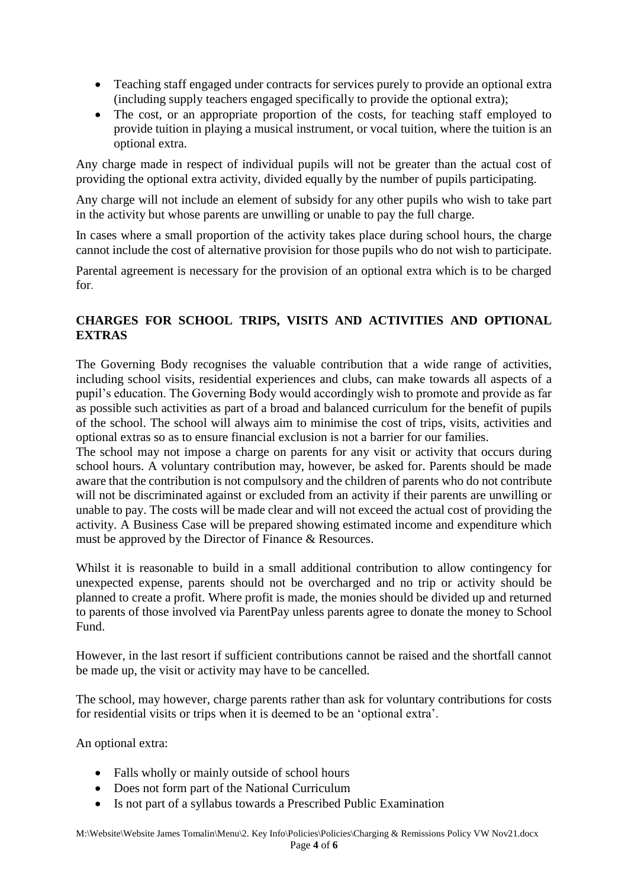- Teaching staff engaged under contracts for services purely to provide an optional extra (including supply teachers engaged specifically to provide the optional extra);
- The cost, or an appropriate proportion of the costs, for teaching staff employed to provide tuition in playing a musical instrument, or vocal tuition, where the tuition is an optional extra.

Any charge made in respect of individual pupils will not be greater than the actual cost of providing the optional extra activity, divided equally by the number of pupils participating.

Any charge will not include an element of subsidy for any other pupils who wish to take part in the activity but whose parents are unwilling or unable to pay the full charge.

In cases where a small proportion of the activity takes place during school hours, the charge cannot include the cost of alternative provision for those pupils who do not wish to participate.

Parental agreement is necessary for the provision of an optional extra which is to be charged for.

**CHARGES FOR SCHOOL TRIPS, VISITS AND ACTIVITIES AND OPTIONAL EXTRAS**

The Governing Body recognises the valuable contribution that a wide range of activities, including school visits, residential experiences and clubs, can make towards all aspects of a pupil's education. The Governing Body would accordingly wish to promote and provide as far as possible such activities as part of a broad and balanced curriculum for the benefit of pupils of the school. The school will always aim to minimise the cost of trips, visits, activities and optional extras so as to ensure financial exclusion is not a barrier for our families.

The school may not impose a charge on parents for any visit or activity that occurs during school hours. A voluntary contribution may, however, be asked for. Parents should be made aware that the contribution is not compulsory and the children of parents who do not contribute will not be discriminated against or excluded from an activity if their parents are unwilling or unable to pay. The costs will be made clear and will not exceed the actual cost of providing the activity. A Business Case will be prepared showing estimated income and expenditure which must be approved by the Director of Finance & Resources.

Whilst it is reasonable to build in a small additional contribution to allow contingency for unexpected expense, parents should not be overcharged and no trip or activity should be planned to create a profit. Where profit is made, the monies should be divided up and returned to parents of those involved via ParentPay unless parents agree to donate the money to School Fund.

However, in the last resort if sufficient contributions cannot be raised and the shortfall cannot be made up, the visit or activity may have to be cancelled.

The school, may however, charge parents rather than ask for voluntary contributions for costs for residential visits or trips when it is deemed to be an 'optional extra'.

An optional extra:

- Falls wholly or mainly outside of school hours
- Does not form part of the National Curriculum
- Is not part of a syllabus towards a Prescribed Public Examination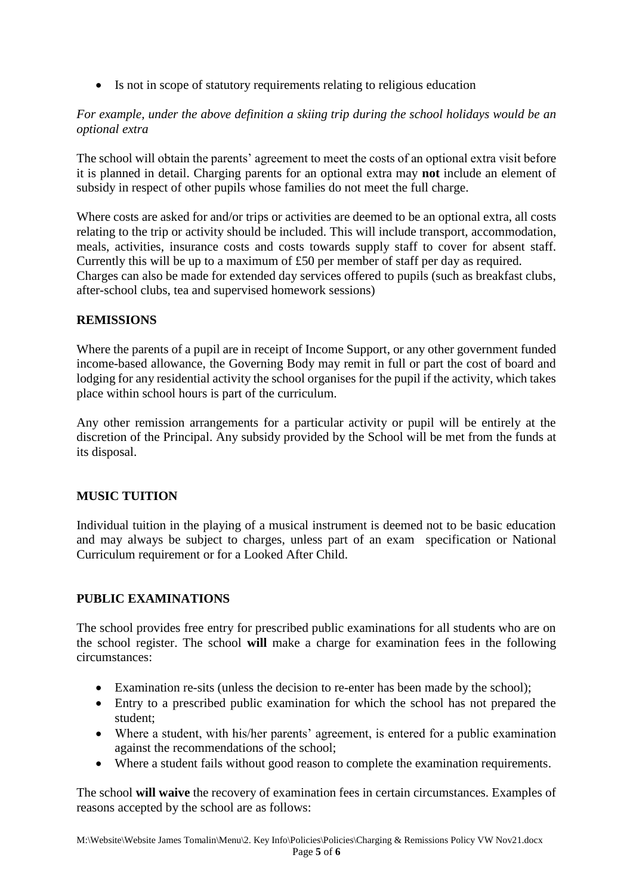- Is not in scope of statutory requirements relating to religious education

*For example, under the above definition a skiing trip during the school holidays would be an optional extra*

The school will obtain the parents' agreement to meet the costs of an optional extra visit before it is planned in detail. Charging parents for an optional extra may **not** include an element of subsidy in respect of other pupils whose families do not meet the full charge.

Where costs are asked for and/or trips or activities are deemed to be an optional extra, all costs relating to the trip or activity should be included. This will include transport, accommodation, meals, activities, insurance costs and costs towards supply staff to cover for absent staff. Currently this will be up to a maximum of £50 per member of staff per day as required.
Charges can also be made for extended day services offered to pupils (such as breakfast clubs, after-school clubs, tea and supervised homework sessions)

## REMISSIONS

Where the parents of a pupil are in receipt of Income Support, or any other government funded income-based allowance, the Governing Body may remit in full or part the cost of board and lodging for any residential activity the school organises for the pupil if the activity, which takes place within school hours is part of the curriculum.

Any other remission arrangements for a particular activity or pupil will be entirely at the discretion of the Principal. Any subsidy provided by the School will be met from the funds at its disposal.

## MUSIC TUITION

Individual tuition in the playing of a musical instrument is deemed not to be basic education and may always be subject to charges, unless part of an exam specification or National Curriculum requirement or for a Looked After Child.

## PUBLIC EXAMINATIONS

The school provides free entry for prescribed public examinations for all students who are on the school register. The school **will** make a charge for examination fees in the following circumstances:

- Examination re-sits (unless the decision to re-enter has been made by the school);
- Entry to a prescribed public examination for which the school has not prepared the student;
- Where a student, with his/her parents' agreement, is entered for a public examination against the recommendations of the school;
- Where a student fails without good reason to complete the examination requirements.

The school **will waive** the recovery of examination fees in certain circumstances. Examples of reasons accepted by the school are as follows: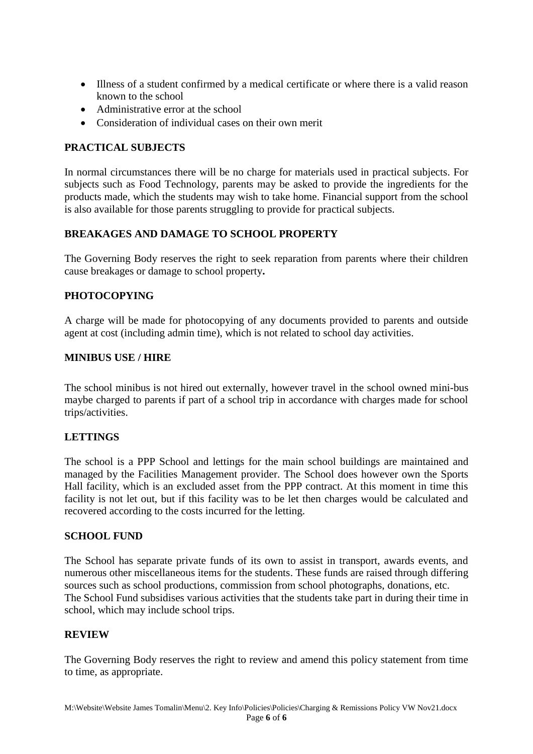- Illness of a student confirmed by a medical certificate or where there is a valid reason known to the school
- Administrative error at the school
- Consideration of individual cases on their own merit

## PRACTICAL SUBJECTS

In normal circumstances there will be no charge for materials used in practical subjects. For subjects such as Food Technology, parents may be asked to provide the ingredients for the products made, which the students may wish to take home. Financial support from the school is also available for those parents struggling to provide for practical subjects.

## BREAKAGES AND DAMAGE TO SCHOOL PROPERTY

The Governing Body reserves the right to seek reparation from parents where their children cause breakages or damage to school property**.**

## PHOTOCOPYING

A charge will be made for photocopying of any documents provided to parents and outside agent at cost (including admin time), which is not related to school day activities.

## MINIBUS USE / HIRE

The school minibus is not hired out externally, however travel in the school owned mini-bus maybe charged to parents if part of a school trip in accordance with charges made for school trips/activities.

## LETTINGS

The school is a PPP School and lettings for the main school buildings are maintained and managed by the Facilities Management provider. The School does however own the Sports Hall facility, which is an excluded asset from the PPP contract. At this moment in time this facility is not let out, but if this facility was to be let then charges would be calculated and recovered according to the costs incurred for the letting.

## SCHOOL FUND

The School has separate private funds of its own to assist in transport, awards events, and numerous other miscellaneous items for the students. These funds are raised through differing sources such as school productions, commission from school photographs, donations, etc.
The School Fund subsidises various activities that the students take part in during their time in school, which may include school trips.

## REVIEW

The Governing Body reserves the right to review and amend this policy statement from time to time, as appropriate.